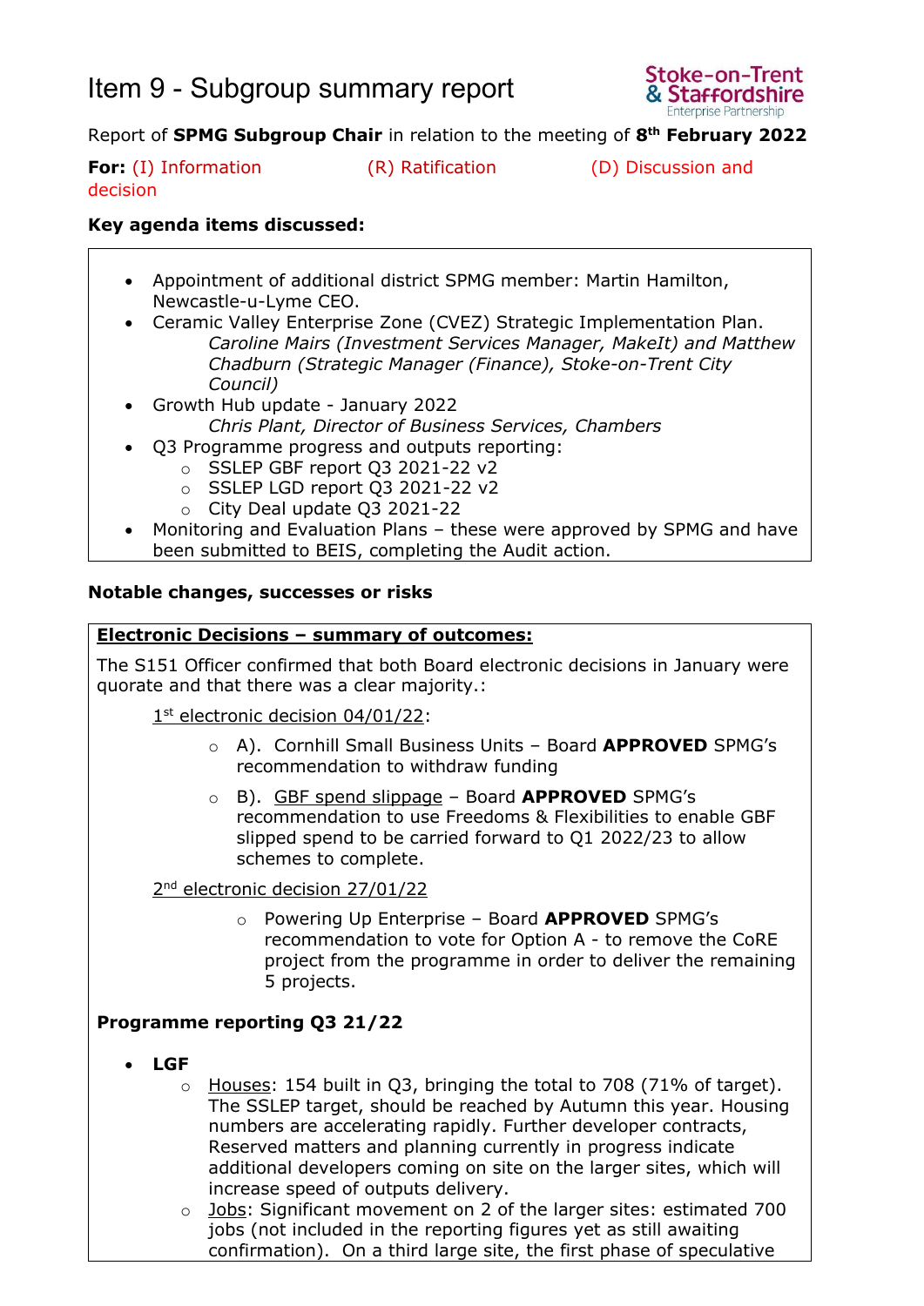# Item 9 - Subgroup summary report

Report of **SPMG Subgroup Chair** in relation to the meeting of **8th February 2022**

**For:** (I) Information (R) Ratification (D) Discussion and decision

**Key agenda items discussed:**

- Appointment of additional district SPMG member: Martin Hamilton, Newcastle-u-Lyme CEO.
- Ceramic Valley Enterprise Zone (CVEZ) Strategic Implementation Plan.
  *Caroline Mairs (Investment Services Manager, MakeIt) and Matthew Chadburn (Strategic Manager (Finance), Stoke-on-Trent City Council)*
- Growth Hub update - January 2022
  *Chris Plant, Director of Business Services, Chambers*
- Q3 Programme progress and outputs reporting:
  - SSLEP GBF report Q3 2021-22 v2
  - SSLEP LGD report Q3 2021-22 v2
  - City Deal update Q3 2021-22
- Monitoring and Evaluation Plans – these were approved by SPMG and have been submitted to BEIS, completing the Audit action.

**Notable changes, successes or risks**

**Electronic Decisions – summary of outcomes:**

The S151 Officer confirmed that both Board electronic decisions in January were quorate and that there was a clear majority.:

1st electronic decision 04/01/22:

- A). Cornhill Small Business Units – Board **APPROVED** SPMG's recommendation to withdraw funding
- B). GBF spend slippage – Board **APPROVED** SPMG's recommendation to use Freedoms & Flexibilities to enable GBF slipped spend to be carried forward to Q1 2022/23 to allow schemes to complete.

2nd electronic decision 27/01/22

- Powering Up Enterprise – Board **APPROVED** SPMG's recommendation to vote for Option A - to remove the CoRE project from the programme in order to deliver the remaining 5 projects.

**Programme reporting Q3 21/22**

- **LGF**
  - Houses: 154 built in Q3, bringing the total to 708 (71% of target). The SSLEP target, should be reached by Autumn this year. Housing numbers are accelerating rapidly. Further developer contracts, Reserved matters and planning currently in progress indicate additional developers coming on site on the larger sites, which will increase speed of outputs delivery.
  - Jobs: Significant movement on 2 of the larger sites: estimated 700 jobs (not included in the reporting figures yet as still awaiting confirmation). On a third large site, the first phase of speculative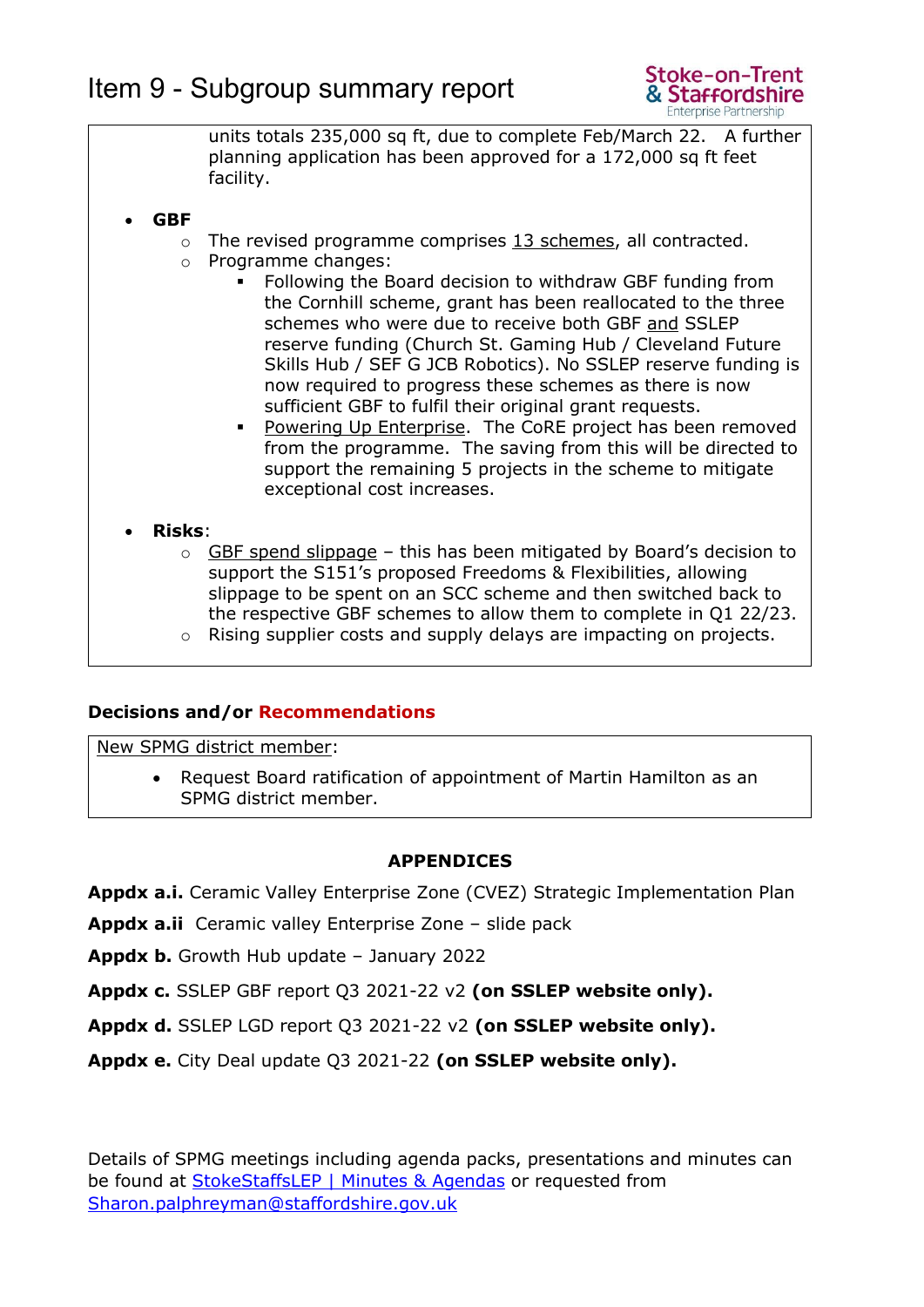units totals 235,000 sq ft, due to complete Feb/March 22. A further planning application has been approved for a 172,000 sq ft feet facility.

- **GBF**
  - The revised programme comprises 13 schemes, all contracted.
  - Programme changes:
    - Following the Board decision to withdraw GBF funding from the Cornhill scheme, grant has been reallocated to the three schemes who were due to receive both GBF and SSLEP reserve funding (Church St. Gaming Hub / Cleveland Future Skills Hub / SEF G JCB Robotics). No SSLEP reserve funding is now required to progress these schemes as there is now sufficient GBF to fulfil their original grant requests.
    - Powering Up Enterprise. The CoRE project has been removed from the programme. The saving from this will be directed to support the remaining 5 projects in the scheme to mitigate exceptional cost increases.

- **Risks**:
  - GBF spend slippage – this has been mitigated by Board's decision to support the S151's proposed Freedoms & Flexibilities, allowing slippage to be spent on an SCC scheme and then switched back to the respective GBF schemes to allow them to complete in Q1 22/23.
  - Rising supplier costs and supply delays are impacting on projects.

**Decisions and/or Recommendations**

New SPMG district member:

- Request Board ratification of appointment of Martin Hamilton as an SPMG district member.

**APPENDICES**

**Appdx a.i.** Ceramic Valley Enterprise Zone (CVEZ) Strategic Implementation Plan

**Appdx a.ii** Ceramic valley Enterprise Zone – slide pack

**Appdx b.** Growth Hub update – January 2022

**Appdx c.** SSLEP GBF report Q3 2021-22 v2 **(on SSLEP website only).**

**Appdx d.** SSLEP LGD report Q3 2021-22 v2 **(on SSLEP website only).**

**Appdx e.** City Deal update Q3 2021-22 **(on SSLEP website only).**

Details of SPMG meetings including agenda packs, presentations and minutes can be found at StokeStaffsLEP | Minutes & Agendas or requested from Sharon.palphreyman@staffordshire.gov.uk